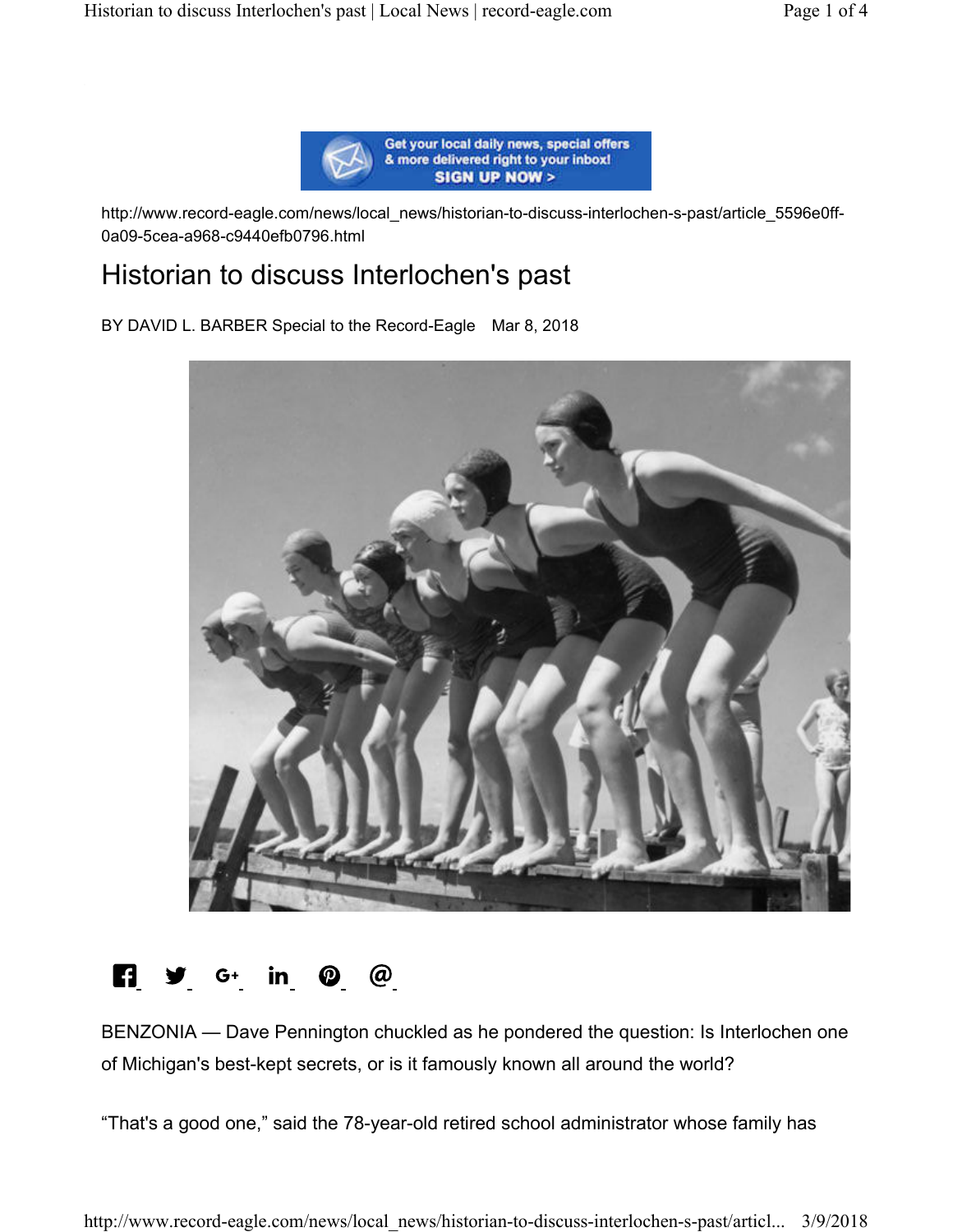http://www.record-eagle.com/news/local_news/historian-to-discuss-interlochen-s-past/article_5596e0ff-0a09-5cea-a968-c9440efb0796.html

# Historian to discuss Interlochen's past

BY DAVID L. BARBER Special to the Record-Eagle Mar 8, 2018

BENZONIA — Dave Pennington chuckled as he pondered the question: Is Interlochen one of Michigan's best-kept secrets, or is it famously known all around the world?

"That's a good one," said the 78-year-old retired school administrator whose family has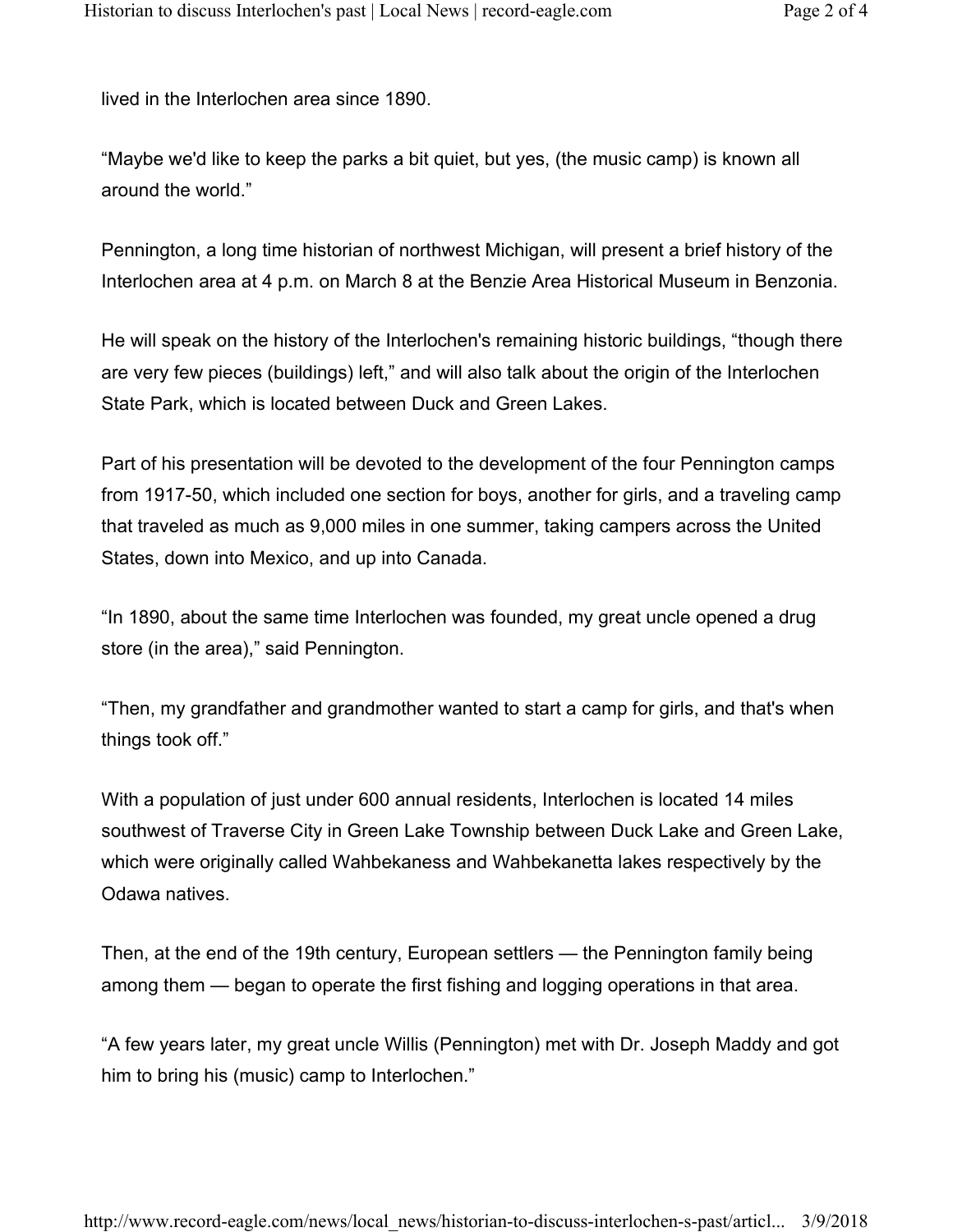lived in the Interlochen area since 1890.

“Maybe we'd like to keep the parks a bit quiet, but yes, (the music camp) is known all around the world.”

Pennington, a long time historian of northwest Michigan, will present a brief history of the Interlochen area at 4 p.m. on March 8 at the Benzie Area Historical Museum in Benzonia.

He will speak on the history of the Interlochen's remaining historic buildings, “though there are very few pieces (buildings) left,” and will also talk about the origin of the Interlochen State Park, which is located between Duck and Green Lakes.

Part of his presentation will be devoted to the development of the four Pennington camps from 1917-50, which included one section for boys, another for girls, and a traveling camp that traveled as much as 9,000 miles in one summer, taking campers across the United States, down into Mexico, and up into Canada.

“In 1890, about the same time Interlochen was founded, my great uncle opened a drug store (in the area),” said Pennington.

“Then, my grandfather and grandmother wanted to start a camp for girls, and that's when things took off.”

With a population of just under 600 annual residents, Interlochen is located 14 miles southwest of Traverse City in Green Lake Township between Duck Lake and Green Lake, which were originally called Wahbekaness and Wahbekanetta lakes respectively by the Odawa natives.

Then, at the end of the 19th century, European settlers — the Pennington family being among them — began to operate the first fishing and logging operations in that area.

“A few years later, my great uncle Willis (Pennington) met with Dr. Joseph Maddy and got him to bring his (music) camp to Interlochen.”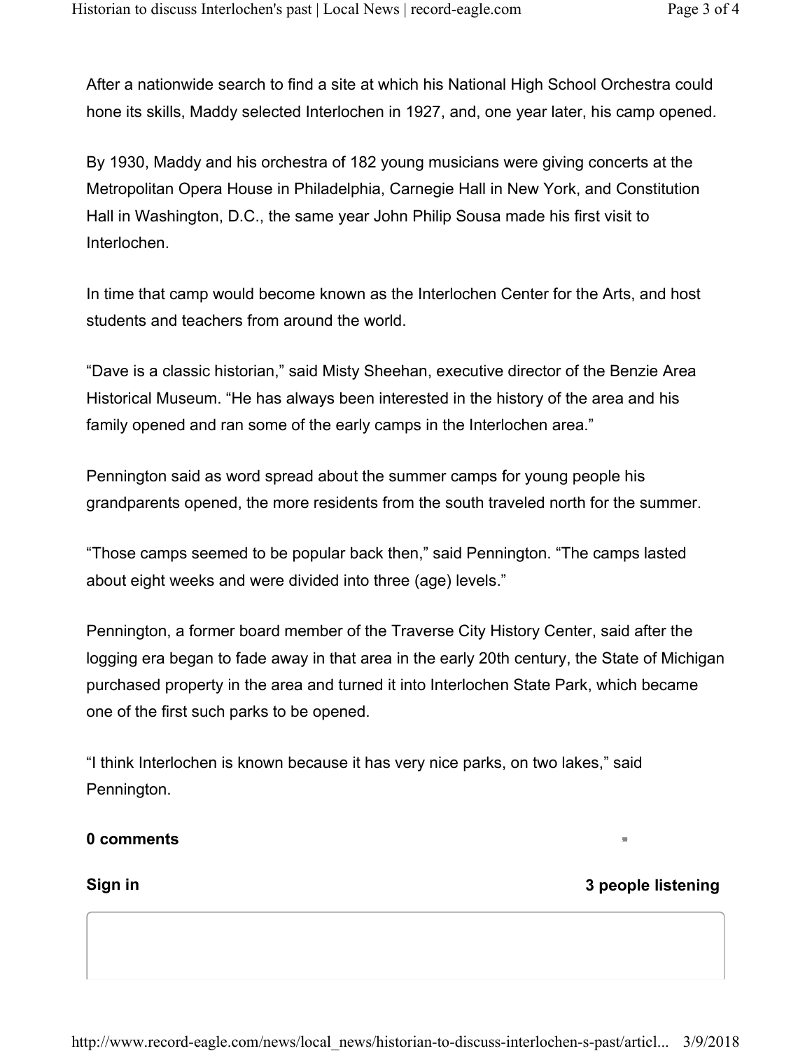After a nationwide search to find a site at which his National High School Orchestra could hone its skills, Maddy selected Interlochen in 1927, and, one year later, his camp opened.

By 1930, Maddy and his orchestra of 182 young musicians were giving concerts at the Metropolitan Opera House in Philadelphia, Carnegie Hall in New York, and Constitution Hall in Washington, D.C., the same year John Philip Sousa made his first visit to Interlochen.

In time that camp would become known as the Interlochen Center for the Arts, and host students and teachers from around the world.

"Dave is a classic historian," said Misty Sheehan, executive director of the Benzie Area Historical Museum. "He has always been interested in the history of the area and his family opened and ran some of the early camps in the Interlochen area."

Pennington said as word spread about the summer camps for young people his grandparents opened, the more residents from the south traveled north for the summer.

"Those camps seemed to be popular back then," said Pennington. "The camps lasted about eight weeks and were divided into three (age) levels."

Pennington, a former board member of the Traverse City History Center, said after the logging era began to fade away in that area in the early 20th century, the State of Michigan purchased property in the area and turned it into Interlochen State Park, which became one of the first such parks to be opened.

"I think Interlochen is known because it has very nice parks, on two lakes," said Pennington.

**0 comments**

**Sign in** **3 people listening**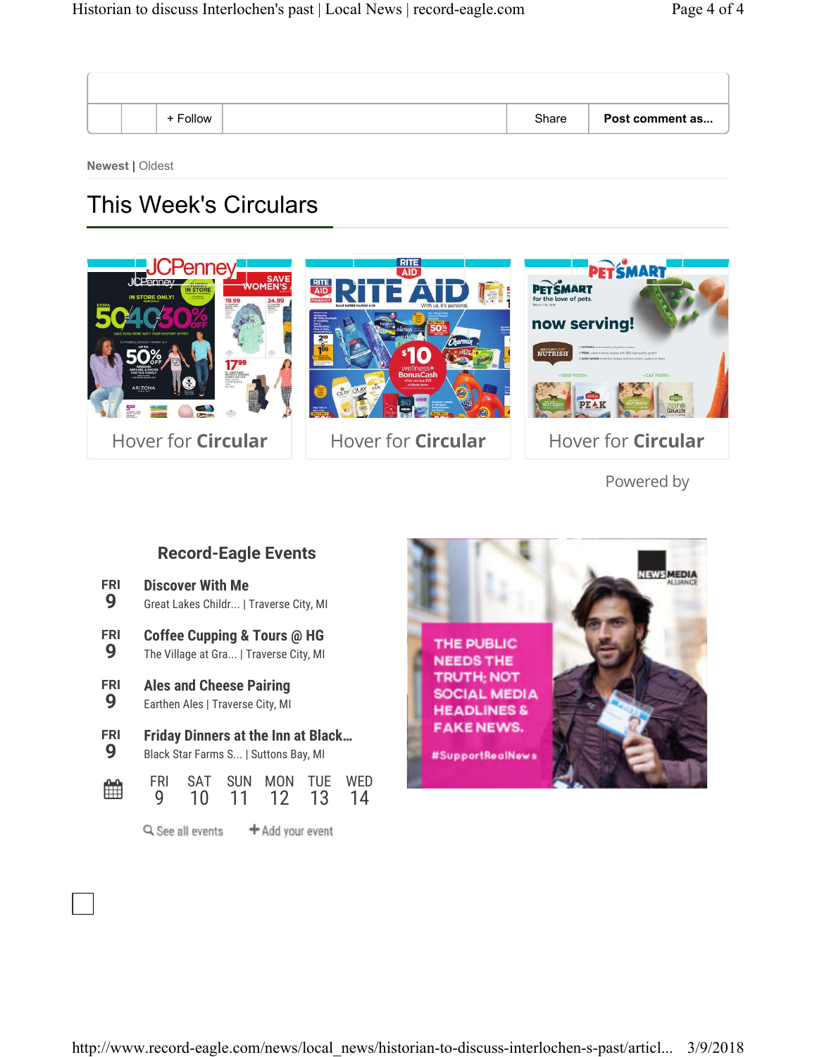+ Follow | Share | Post comment as...

**Newest** | Oldest

## This Week's Circulars

Hover for Circular

Hover for Circular

Hover for Circular

Powered by

### Record-Eagle Events

FRI 9 — **Discover With Me**
Great Lakes Childr... | Traverse City, MI

FRI 9 — **Coffee Cupping & Tours @ HG**
The Village at Gra... | Traverse City, MI

FRI 9 — **Ales and Cheese Pairing**
Earthen Ales | Traverse City, MI

FRI 9 — **Friday Dinners at the Inn at Black...**
Black Star Farms S... | Suttons Bay, MI

FRI 9 | SAT 10 | SUN 11 | MON 12 | TUE 13 | WED 14

See all events | Add your event

THE PUBLIC NEEDS THE TRUTH; NOT SOCIAL MEDIA HEADLINES & FAKE NEWS.

#SupportRealNews

NEWS MEDIA ALLIANCE